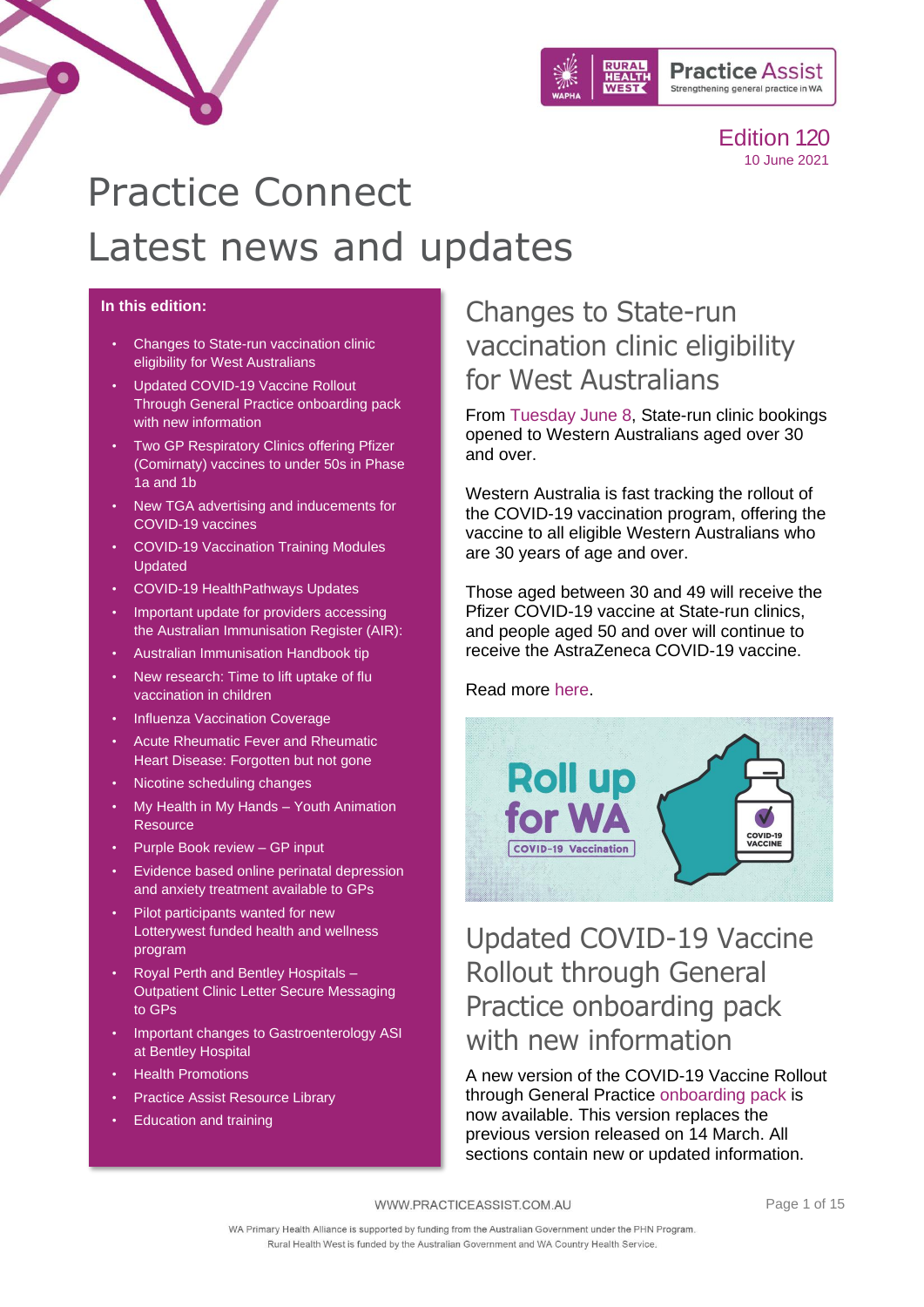Edition 120
10 June 2021

# Practice Connect
# Latest news and updates

**In this edition:**

- Changes to State-run vaccination clinic eligibility for West Australians
- Updated COVID-19 Vaccine Rollout Through General Practice onboarding pack with new information
- Two GP Respiratory Clinics offering Pfizer (Comirnaty) vaccines to under 50s in Phase 1a and 1b
- New TGA advertising and inducements for COVID-19 vaccines
- COVID-19 Vaccination Training Modules Updated
- COVID-19 HealthPathways Updates
- Important update for providers accessing the Australian Immunisation Register (AIR):
- Australian Immunisation Handbook tip
- New research: Time to lift uptake of flu vaccination in children
- Influenza Vaccination Coverage
- Acute Rheumatic Fever and Rheumatic Heart Disease: Forgotten but not gone
- Nicotine scheduling changes
- My Health in My Hands – Youth Animation Resource
- Purple Book review – GP input
- Evidence based online perinatal depression and anxiety treatment available to GPs
- Pilot participants wanted for new Lotterywest funded health and wellness program
- Royal Perth and Bentley Hospitals – Outpatient Clinic Letter Secure Messaging to GPs
- Important changes to Gastroenterology ASI at Bentley Hospital
- Health Promotions
- Practice Assist Resource Library
- Education and training

## Changes to State-run vaccination clinic eligibility for West Australians

From Tuesday June 8, State-run clinic bookings opened to Western Australians aged over 30 and over.

Western Australia is fast tracking the rollout of the COVID-19 vaccination program, offering the vaccine to all eligible Western Australians who are 30 years of age and over.

Those aged between 30 and 49 will receive the Pfizer COVID-19 vaccine at State-run clinics, and people aged 50 and over will continue to receive the AstraZeneca COVID-19 vaccine.

Read more here.

## Updated COVID-19 Vaccine Rollout through General Practice onboarding pack with new information

A new version of the COVID-19 Vaccine Rollout through General Practice onboarding pack is now available. This version replaces the previous version released on 14 March. All sections contain new or updated information.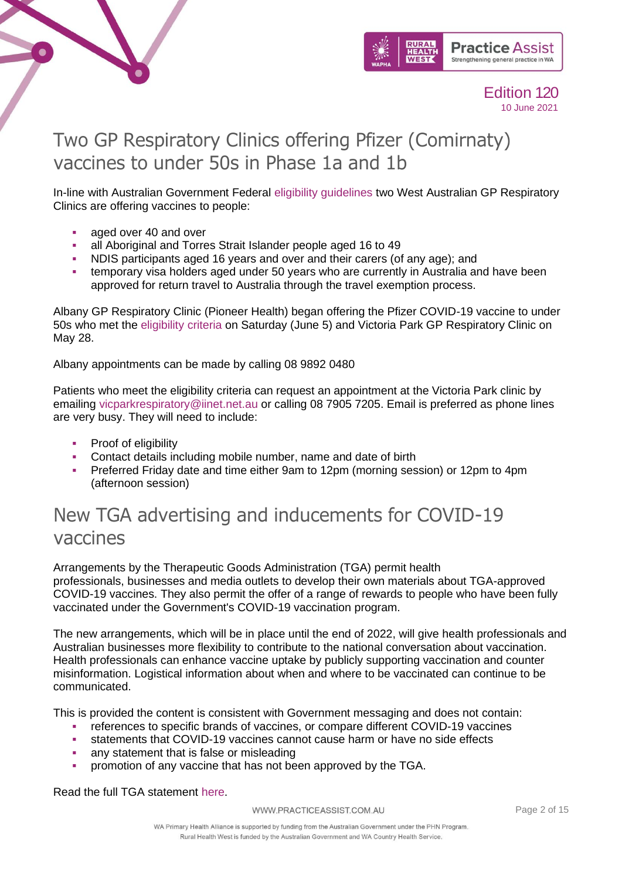# Two GP Respiratory Clinics offering Pfizer (Comirnaty) vaccines to under 50s in Phase 1a and 1b

In-line with Australian Government Federal eligibility guidelines two West Australian GP Respiratory Clinics are offering vaccines to people:

- aged over 40 and over
- all Aboriginal and Torres Strait Islander people aged 16 to 49
- NDIS participants aged 16 years and over and their carers (of any age); and
- temporary visa holders aged under 50 years who are currently in Australia and have been approved for return travel to Australia through the travel exemption process.

Albany GP Respiratory Clinic (Pioneer Health) began offering the Pfizer COVID-19 vaccine to under 50s who met the eligibility criteria on Saturday (June 5) and Victoria Park GP Respiratory Clinic on May 28.

Albany appointments can be made by calling 08 9892 0480

Patients who meet the eligibility criteria can request an appointment at the Victoria Park clinic by emailing vicparkrespiratory@iinet.net.au or calling 08 7905 7205. Email is preferred as phone lines are very busy. They will need to include:

- Proof of eligibility
- Contact details including mobile number, name and date of birth
- Preferred Friday date and time either 9am to 12pm (morning session) or 12pm to 4pm (afternoon session)

# New TGA advertising and inducements for COVID-19 vaccines

Arrangements by the Therapeutic Goods Administration (TGA) permit health professionals, businesses and media outlets to develop their own materials about TGA-approved COVID-19 vaccines. They also permit the offer of a range of rewards to people who have been fully vaccinated under the Government's COVID-19 vaccination program.

The new arrangements, which will be in place until the end of 2022, will give health professionals and Australian businesses more flexibility to contribute to the national conversation about vaccination. Health professionals can enhance vaccine uptake by publicly supporting vaccination and counter misinformation. Logistical information about when and where to be vaccinated can continue to be communicated.

This is provided the content is consistent with Government messaging and does not contain:

- references to specific brands of vaccines, or compare different COVID-19 vaccines
- statements that COVID-19 vaccines cannot cause harm or have no side effects
- any statement that is false or misleading
- promotion of any vaccine that has not been approved by the TGA.

Read the full TGA statement here.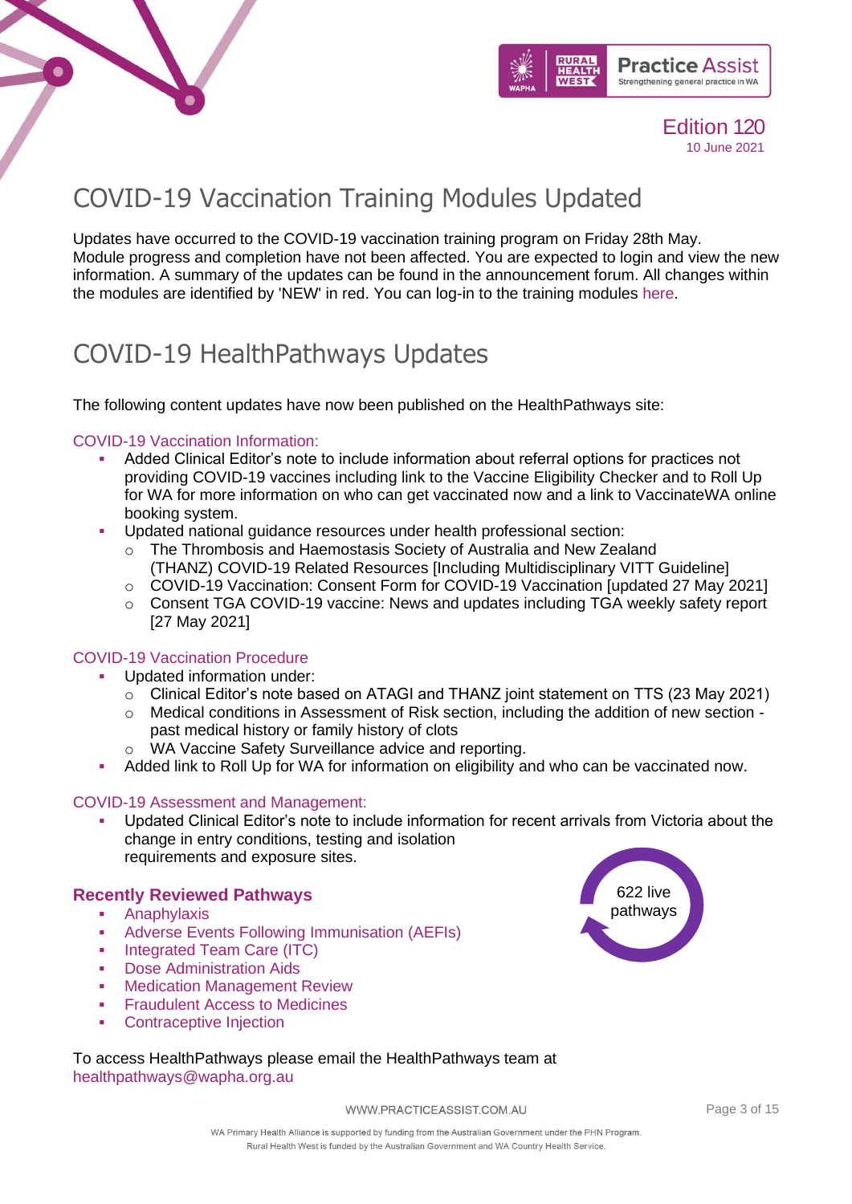Edition 120

10 June 2021

# COVID-19 Vaccination Training Modules Updated

Updates have occurred to the COVID-19 vaccination training program on Friday 28th May. Module progress and completion have not been affected. You are expected to login and view the new information. A summary of the updates can be found in the announcement forum. All changes within the modules are identified by 'NEW' in red. You can log-in to the training modules here.

# COVID-19 HealthPathways Updates

The following content updates have now been published on the HealthPathways site:

COVID-19 Vaccination Information:

- Added Clinical Editor's note to include information about referral options for practices not providing COVID-19 vaccines including link to the Vaccine Eligibility Checker and to Roll Up for WA for more information on who can get vaccinated now and a link to VaccinateWA online booking system.
- Updated national guidance resources under health professional section:
  - The Thrombosis and Haemostasis Society of Australia and New Zealand (THANZ) COVID-19 Related Resources [Including Multidisciplinary VITT Guideline]
  - COVID-19 Vaccination: Consent Form for COVID-19 Vaccination [updated 27 May 2021]
  - Consent TGA COVID-19 vaccine: News and updates including TGA weekly safety report [27 May 2021]

COVID-19 Vaccination Procedure

- Updated information under:
  - Clinical Editor's note based on ATAGI and THANZ joint statement on TTS (23 May 2021)
  - Medical conditions in Assessment of Risk section, including the addition of new section - past medical history or family history of clots
  - WA Vaccine Safety Surveillance advice and reporting.
- Added link to Roll Up for WA for information on eligibility and who can be vaccinated now.

COVID-19 Assessment and Management:

- Updated Clinical Editor's note to include information for recent arrivals from Victoria about the change in entry conditions, testing and isolation requirements and exposure sites.

### Recently Reviewed Pathways

- Anaphylaxis
- Adverse Events Following Immunisation (AEFIs)
- Integrated Team Care (ITC)
- Dose Administration Aids
- Medication Management Review
- Fraudulent Access to Medicines
- Contraceptive Injection

622 live pathways

To access HealthPathways please email the HealthPathways team at healthpathways@wapha.org.au

WWW.PRACTICEASSIST.COM.AU

WA Primary Health Alliance is supported by funding from the Australian Government under the PHN Program.
Rural Health West is funded by the Australian Government and WA Country Health Service.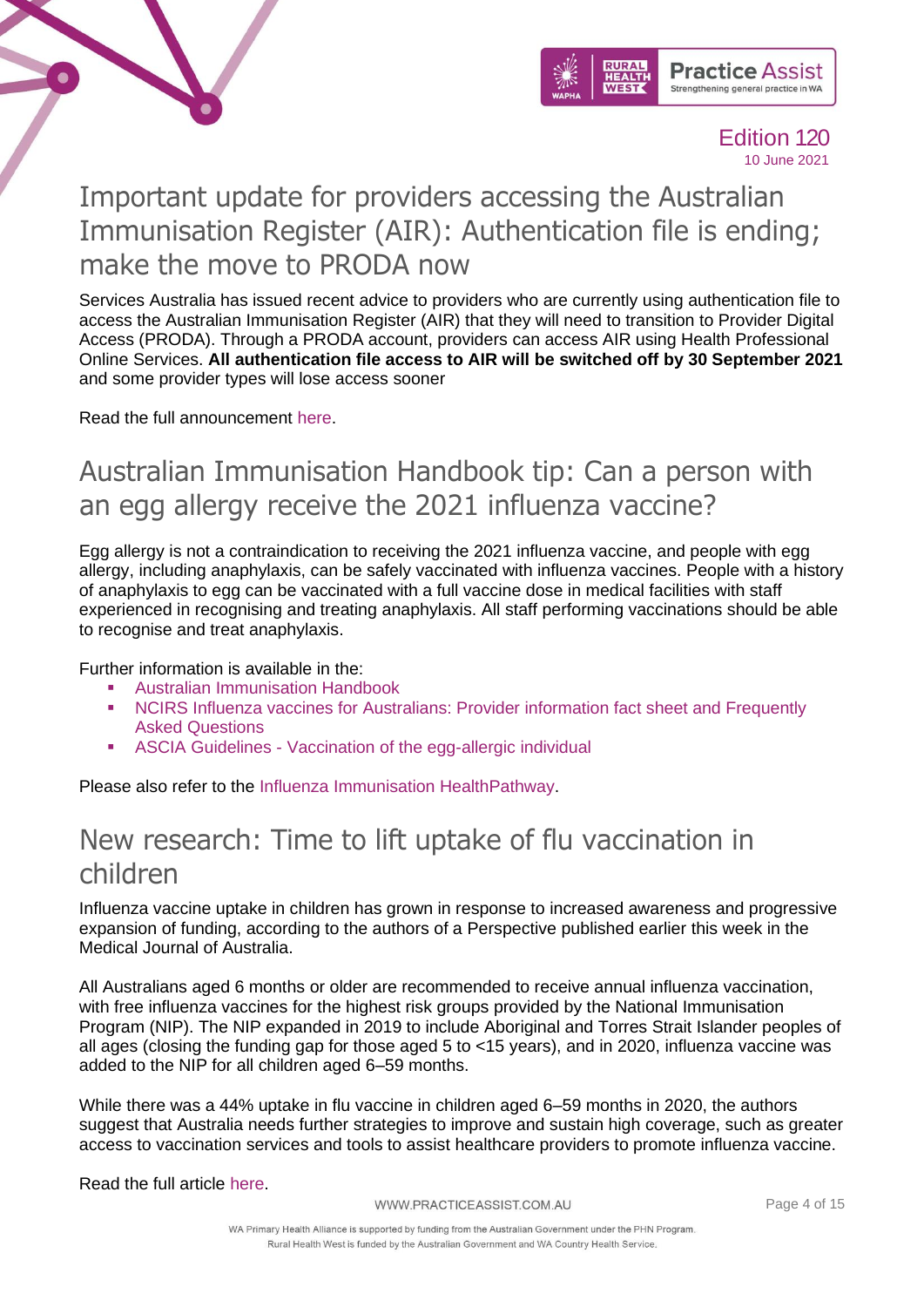# Important update for providers accessing the Australian Immunisation Register (AIR): Authentication file is ending; make the move to PRODA now

Services Australia has issued recent advice to providers who are currently using authentication file to access the Australian Immunisation Register (AIR) that they will need to transition to Provider Digital Access (PRODA). Through a PRODA account, providers can access AIR using Health Professional Online Services. **All authentication file access to AIR will be switched off by 30 September 2021** and some provider types will lose access sooner

Read the full announcement here.

# Australian Immunisation Handbook tip: Can a person with an egg allergy receive the 2021 influenza vaccine?

Egg allergy is not a contraindication to receiving the 2021 influenza vaccine, and people with egg allergy, including anaphylaxis, can be safely vaccinated with influenza vaccines. People with a history of anaphylaxis to egg can be vaccinated with a full vaccine dose in medical facilities with staff experienced in recognising and treating anaphylaxis. All staff performing vaccinations should be able to recognise and treat anaphylaxis.

Further information is available in the:

- Australian Immunisation Handbook
- NCIRS Influenza vaccines for Australians: Provider information fact sheet and Frequently Asked Questions
- ASCIA Guidelines - Vaccination of the egg-allergic individual

Please also refer to the Influenza Immunisation HealthPathway.

# New research: Time to lift uptake of flu vaccination in children

Influenza vaccine uptake in children has grown in response to increased awareness and progressive expansion of funding, according to the authors of a Perspective published earlier this week in the Medical Journal of Australia.

All Australians aged 6 months or older are recommended to receive annual influenza vaccination, with free influenza vaccines for the highest risk groups provided by the National Immunisation Program (NIP). The NIP expanded in 2019 to include Aboriginal and Torres Strait Islander peoples of all ages (closing the funding gap for those aged 5 to <15 years), and in 2020, influenza vaccine was added to the NIP for all children aged 6–59 months.

While there was a 44% uptake in flu vaccine in children aged 6–59 months in 2020, the authors suggest that Australia needs further strategies to improve and sustain high coverage, such as greater access to vaccination services and tools to assist healthcare providers to promote influenza vaccine.

Read the full article here.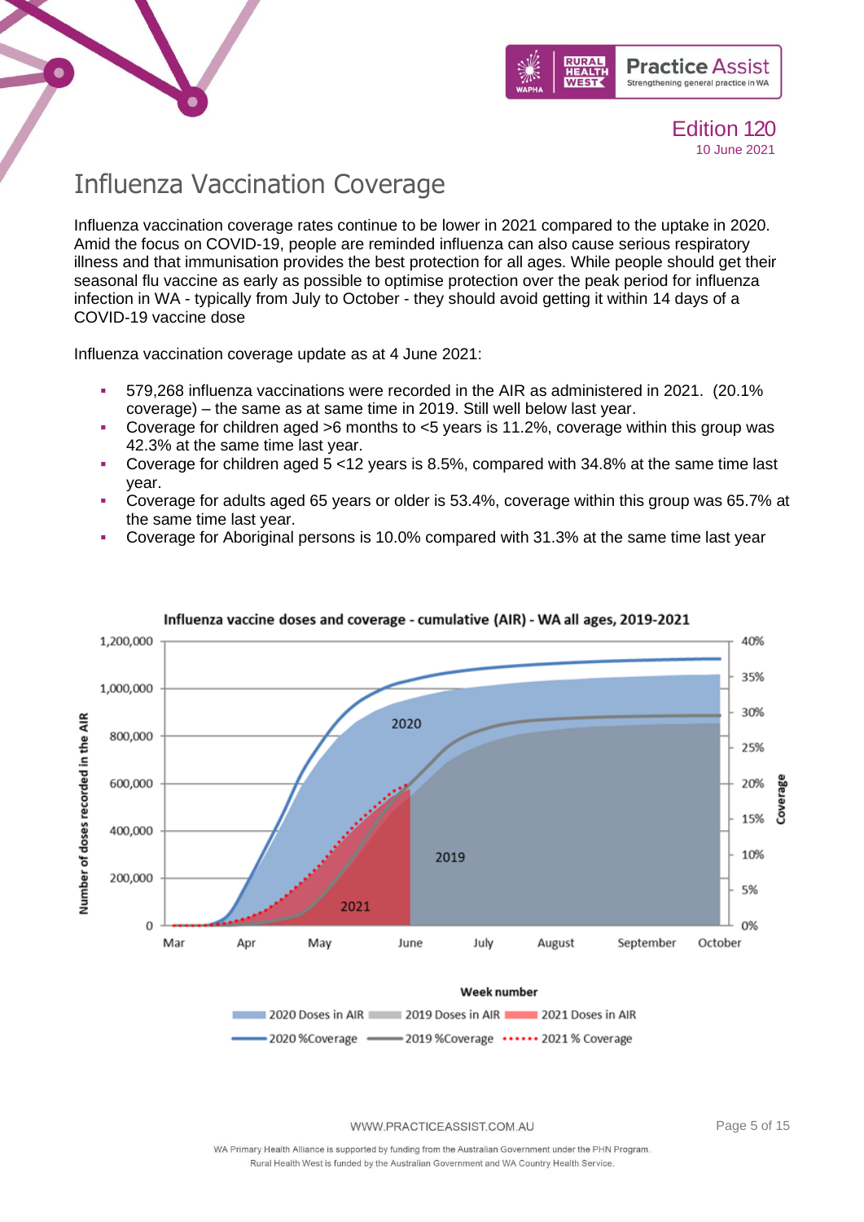# Influenza Vaccination Coverage

Influenza vaccination coverage rates continue to be lower in 2021 compared to the uptake in 2020. Amid the focus on COVID-19, people are reminded influenza can also cause serious respiratory illness and that immunisation provides the best protection for all ages. While people should get their seasonal flu vaccine as early as possible to optimise protection over the peak period for influenza infection in WA - typically from July to October - they should avoid getting it within 14 days of a COVID-19 vaccine dose

Influenza vaccination coverage update as at 4 June 2021:

- 579,268 influenza vaccinations were recorded in the AIR as administered in 2021. (20.1% coverage) – the same as at same time in 2019. Still well below last year.
- Coverage for children aged >6 months to <5 years is 11.2%, coverage within this group was 42.3% at the same time last year.
- Coverage for children aged 5 <12 years is 8.5%, compared with 34.8% at the same time last year.
- Coverage for adults aged 65 years or older is 53.4%, coverage within this group was 65.7% at the same time last year.
- Coverage for Aboriginal persons is 10.0% compared with 31.3% at the same time last year

**Influenza vaccine doses and coverage - cumulative (AIR) - WA all ages, 2019-2021**

Week number

2020 Doses in AIR | 2019 Doses in AIR | 2021 Doses in AIR | 2020 %Coverage | 2019 %Coverage | 2021 % Coverage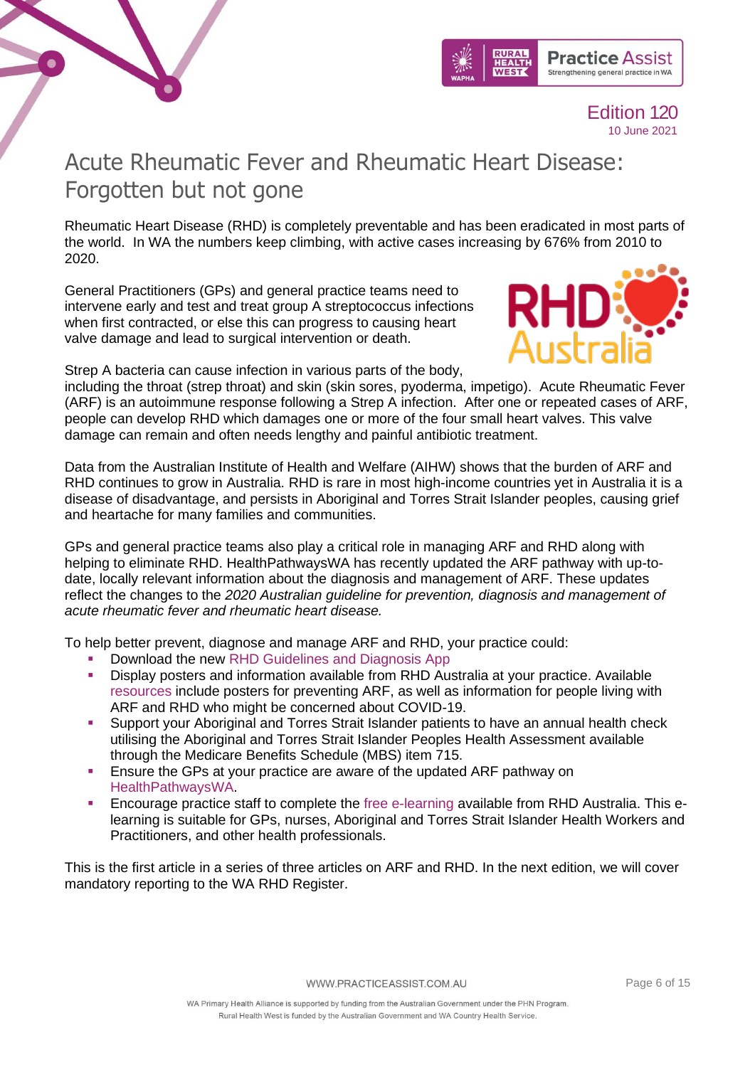# Acute Rheumatic Fever and Rheumatic Heart Disease: Forgotten but not gone

Rheumatic Heart Disease (RHD) is completely preventable and has been eradicated in most parts of the world. In WA the numbers keep climbing, with active cases increasing by 676% from 2010 to 2020.

General Practitioners (GPs) and general practice teams need to intervene early and test and treat group A streptococcus infections when first contracted, or else this can progress to causing heart valve damage and lead to surgical intervention or death.

Strep A bacteria can cause infection in various parts of the body, including the throat (strep throat) and skin (skin sores, pyoderma, impetigo). Acute Rheumatic Fever (ARF) is an autoimmune response following a Strep A infection. After one or repeated cases of ARF, people can develop RHD which damages one or more of the four small heart valves. This valve damage can remain and often needs lengthy and painful antibiotic treatment.

Data from the Australian Institute of Health and Welfare (AIHW) shows that the burden of ARF and RHD continues to grow in Australia. RHD is rare in most high-income countries yet in Australia it is a disease of disadvantage, and persists in Aboriginal and Torres Strait Islander peoples, causing grief and heartache for many families and communities.

GPs and general practice teams also play a critical role in managing ARF and RHD along with helping to eliminate RHD. HealthPathwaysWA has recently updated the ARF pathway with up-to-date, locally relevant information about the diagnosis and management of ARF. These updates reflect the changes to the *2020 Australian guideline for prevention, diagnosis and management of acute rheumatic fever and rheumatic heart disease.*

To help better prevent, diagnose and manage ARF and RHD, your practice could:

- Download the new RHD Guidelines and Diagnosis App
- Display posters and information available from RHD Australia at your practice. Available resources include posters for preventing ARF, as well as information for people living with ARF and RHD who might be concerned about COVID-19.
- Support your Aboriginal and Torres Strait Islander patients to have an annual health check utilising the Aboriginal and Torres Strait Islander Peoples Health Assessment available through the Medicare Benefits Schedule (MBS) item 715.
- Ensure the GPs at your practice are aware of the updated ARF pathway on HealthPathwaysWA.
- Encourage practice staff to complete the free e-learning available from RHD Australia. This e-learning is suitable for GPs, nurses, Aboriginal and Torres Strait Islander Health Workers and Practitioners, and other health professionals.

This is the first article in a series of three articles on ARF and RHD. In the next edition, we will cover mandatory reporting to the WA RHD Register.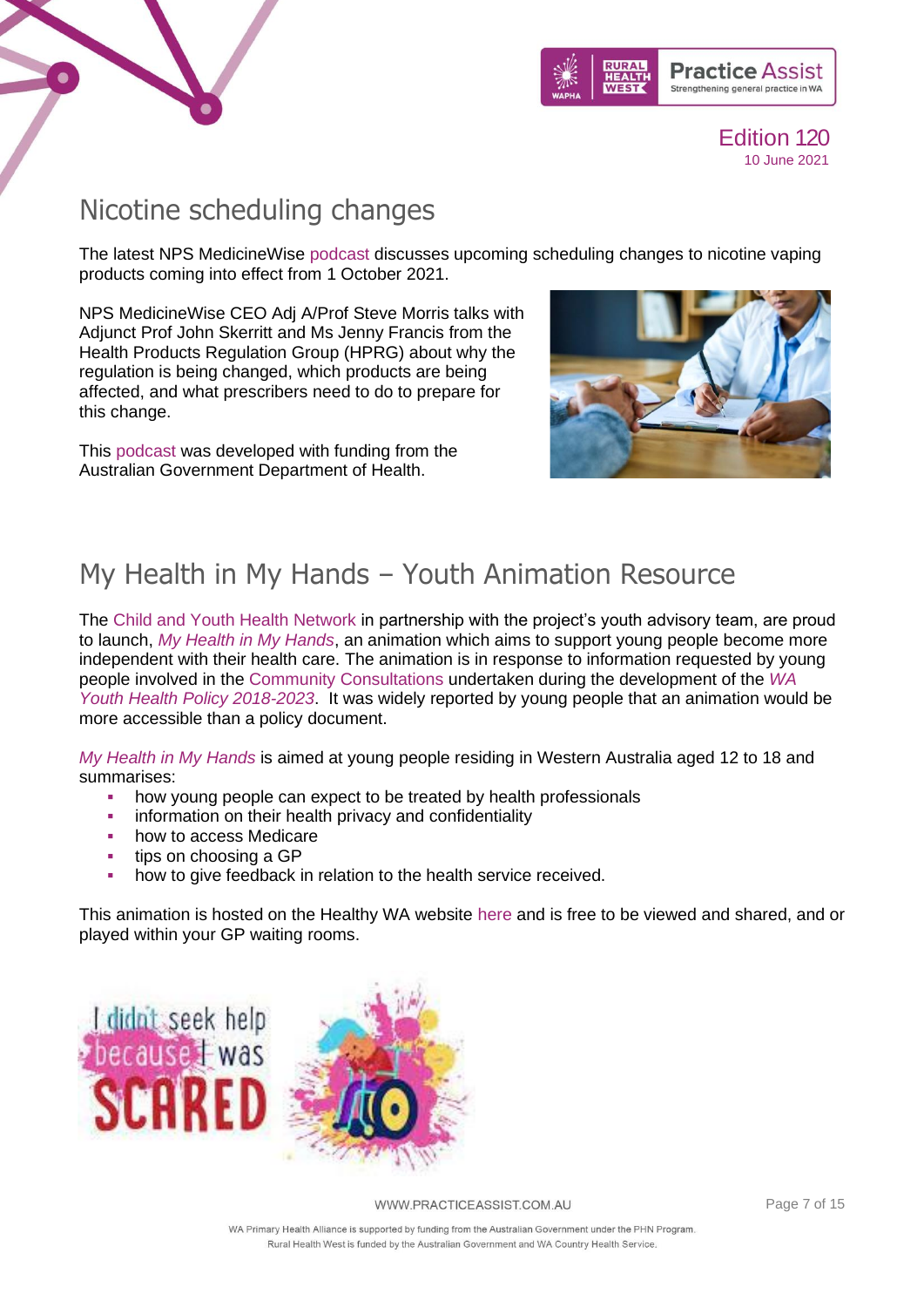## Nicotine scheduling changes

The latest NPS MedicineWise podcast discusses upcoming scheduling changes to nicotine vaping products coming into effect from 1 October 2021.

NPS MedicineWise CEO Adj A/Prof Steve Morris talks with Adjunct Prof John Skerritt and Ms Jenny Francis from the Health Products Regulation Group (HPRG) about why the regulation is being changed, which products are being affected, and what prescribers need to do to prepare for this change.

This podcast was developed with funding from the Australian Government Department of Health.

## My Health in My Hands – Youth Animation Resource

The Child and Youth Health Network in partnership with the project's youth advisory team, are proud to launch, *My Health in My Hands*, an animation which aims to support young people become more independent with their health care. The animation is in response to information requested by young people involved in the Community Consultations undertaken during the development of the *WA Youth Health Policy 2018-2023*. It was widely reported by young people that an animation would be more accessible than a policy document.

*My Health in My Hands* is aimed at young people residing in Western Australia aged 12 to 18 and summarises:

- how young people can expect to be treated by health professionals
- information on their health privacy and confidentiality
- how to access Medicare
- tips on choosing a GP
- how to give feedback in relation to the health service received.

This animation is hosted on the Healthy WA website here and is free to be viewed and shared, and or played within your GP waiting rooms.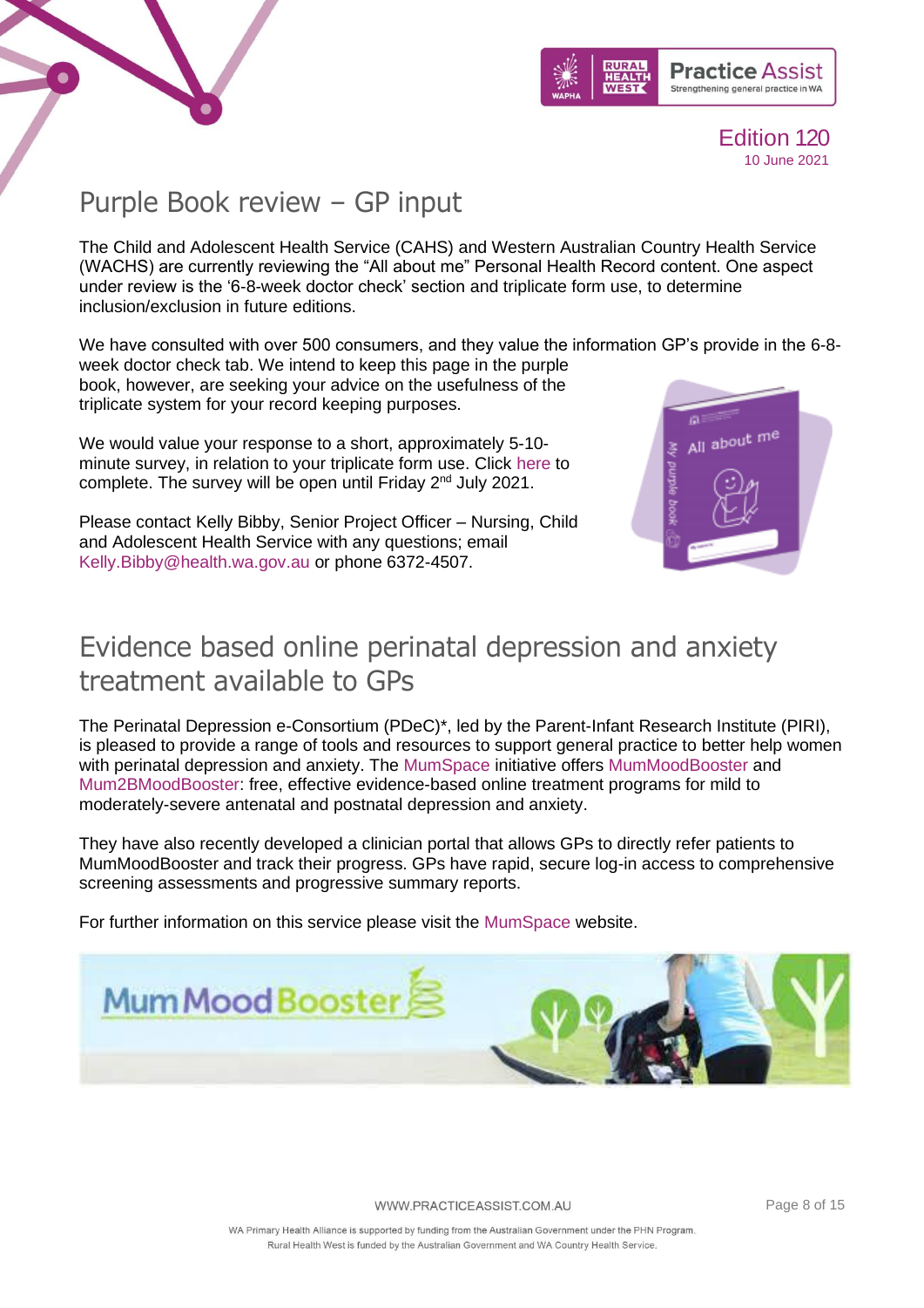## Purple Book review – GP input

The Child and Adolescent Health Service (CAHS) and Western Australian Country Health Service (WACHS) are currently reviewing the "All about me" Personal Health Record content. One aspect under review is the '6-8-week doctor check' section and triplicate form use, to determine inclusion/exclusion in future editions.

We have consulted with over 500 consumers, and they value the information GP's provide in the 6-8-week doctor check tab. We intend to keep this page in the purple book, however, are seeking your advice on the usefulness of the triplicate system for your record keeping purposes.

We would value your response to a short, approximately 5-10-minute survey, in relation to your triplicate form use. Click here to complete. The survey will be open until Friday 2nd July 2021.

Please contact Kelly Bibby, Senior Project Officer – Nursing, Child and Adolescent Health Service with any questions; email Kelly.Bibby@health.wa.gov.au or phone 6372-4507.

## Evidence based online perinatal depression and anxiety treatment available to GPs

The Perinatal Depression e-Consortium (PDeC)*, led by the Parent-Infant Research Institute (PIRI), is pleased to provide a range of tools and resources to support general practice to better help women with perinatal depression and anxiety. The MumSpace initiative offers MumMoodBooster and Mum2BMoodBooster: free, effective evidence-based online treatment programs for mild to moderately-severe antenatal and postnatal depression and anxiety.

They have also recently developed a clinician portal that allows GPs to directly refer patients to MumMoodBooster and track their progress. GPs have rapid, secure log-in access to comprehensive screening assessments and progressive summary reports.

For further information on this service please visit the MumSpace website.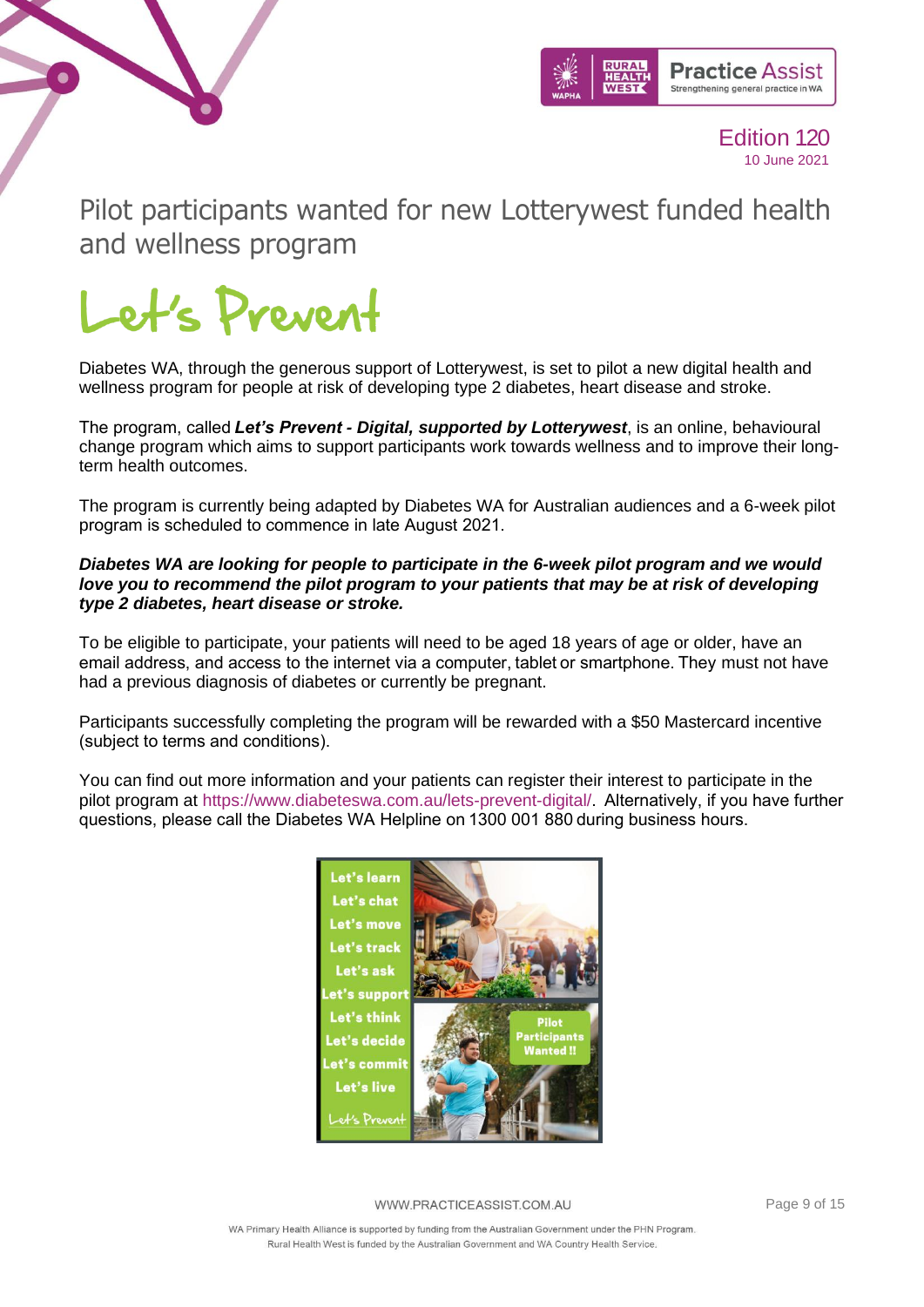# Pilot participants wanted for new Lotterywest funded health and wellness program

## Let's Prevent

Diabetes WA, through the generous support of Lotterywest, is set to pilot a new digital health and wellness program for people at risk of developing type 2 diabetes, heart disease and stroke.

The program, called ***Let's Prevent - Digital, supported by Lotterywest***, is an online, behavioural change program which aims to support participants work towards wellness and to improve their long-term health outcomes.

The program is currently being adapted by Diabetes WA for Australian audiences and a 6-week pilot program is scheduled to commence in late August 2021.

***Diabetes WA are looking for people to participate in the 6-week pilot program and we would love you to recommend the pilot program to your patients that may be at risk of developing type 2 diabetes, heart disease or stroke.***

To be eligible to participate, your patients will need to be aged 18 years of age or older, have an email address, and access to the internet via a computer, tablet or smartphone. They must not have had a previous diagnosis of diabetes or currently be pregnant.

Participants successfully completing the program will be rewarded with a $50 Mastercard incentive (subject to terms and conditions).

You can find out more information and your patients can register their interest to participate in the pilot program at https://www.diabeteswa.com.au/lets-prevent-digital/. Alternatively, if you have further questions, please call the Diabetes WA Helpline on 1300 001 880 during business hours.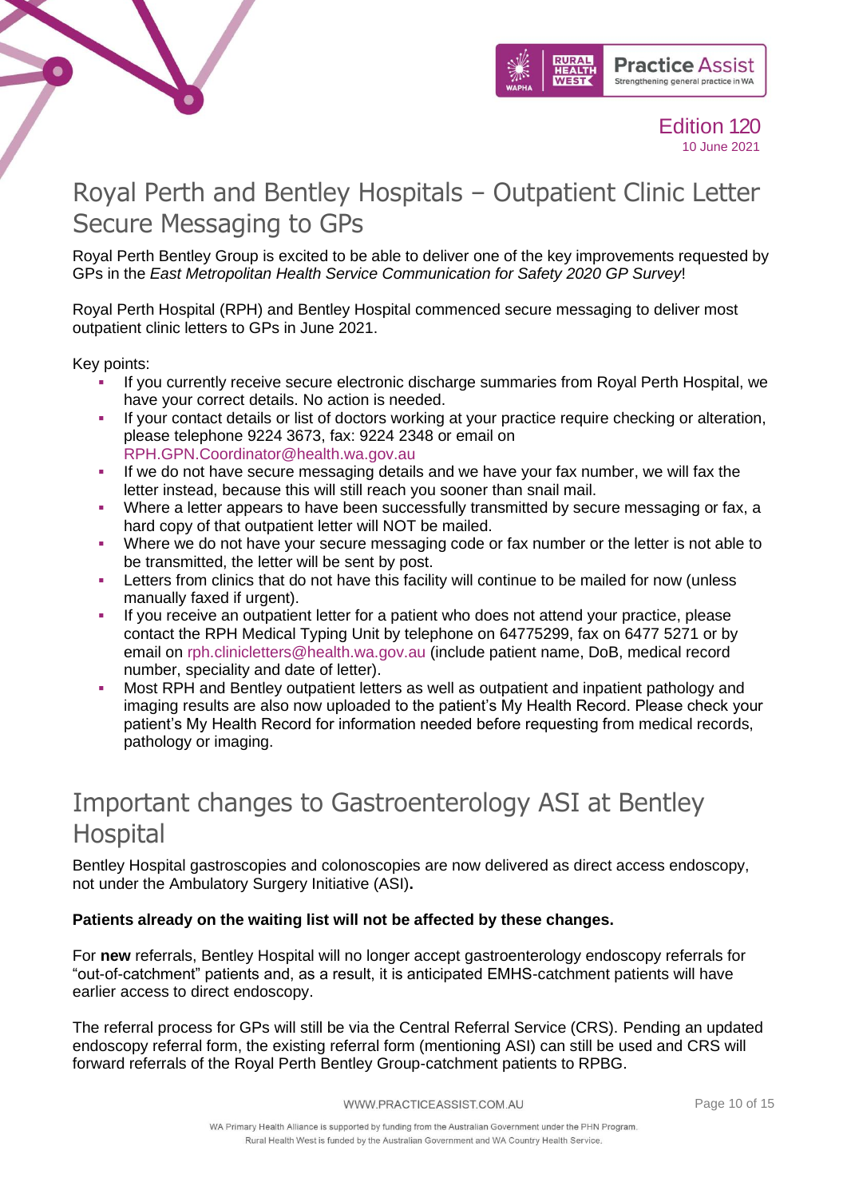## Royal Perth and Bentley Hospitals – Outpatient Clinic Letter Secure Messaging to GPs

Royal Perth Bentley Group is excited to be able to deliver one of the key improvements requested by GPs in the *East Metropolitan Health Service Communication for Safety 2020 GP Survey*!

Royal Perth Hospital (RPH) and Bentley Hospital commenced secure messaging to deliver most outpatient clinic letters to GPs in June 2021.

Key points:

- If you currently receive secure electronic discharge summaries from Royal Perth Hospital, we have your correct details. No action is needed.
- If your contact details or list of doctors working at your practice require checking or alteration, please telephone 9224 3673, fax: 9224 2348 or email on RPH.GPN.Coordinator@health.wa.gov.au
- If we do not have secure messaging details and we have your fax number, we will fax the letter instead, because this will still reach you sooner than snail mail.
- Where a letter appears to have been successfully transmitted by secure messaging or fax, a hard copy of that outpatient letter will NOT be mailed.
- Where we do not have your secure messaging code or fax number or the letter is not able to be transmitted, the letter will be sent by post.
- Letters from clinics that do not have this facility will continue to be mailed for now (unless manually faxed if urgent).
- If you receive an outpatient letter for a patient who does not attend your practice, please contact the RPH Medical Typing Unit by telephone on 64775299, fax on 6477 5271 or by email on rph.clinicletters@health.wa.gov.au (include patient name, DoB, medical record number, speciality and date of letter).
- Most RPH and Bentley outpatient letters as well as outpatient and inpatient pathology and imaging results are also now uploaded to the patient's My Health Record. Please check your patient's My Health Record for information needed before requesting from medical records, pathology or imaging.

## Important changes to Gastroenterology ASI at Bentley Hospital

Bentley Hospital gastroscopies and colonoscopies are now delivered as direct access endoscopy, not under the Ambulatory Surgery Initiative (ASI)**.**

**Patients already on the waiting list will not be affected by these changes.**

For **new** referrals, Bentley Hospital will no longer accept gastroenterology endoscopy referrals for "out-of-catchment" patients and, as a result, it is anticipated EMHS-catchment patients will have earlier access to direct endoscopy.

The referral process for GPs will still be via the Central Referral Service (CRS). Pending an updated endoscopy referral form, the existing referral form (mentioning ASI) can still be used and CRS will forward referrals of the Royal Perth Bentley Group-catchment patients to RPBG.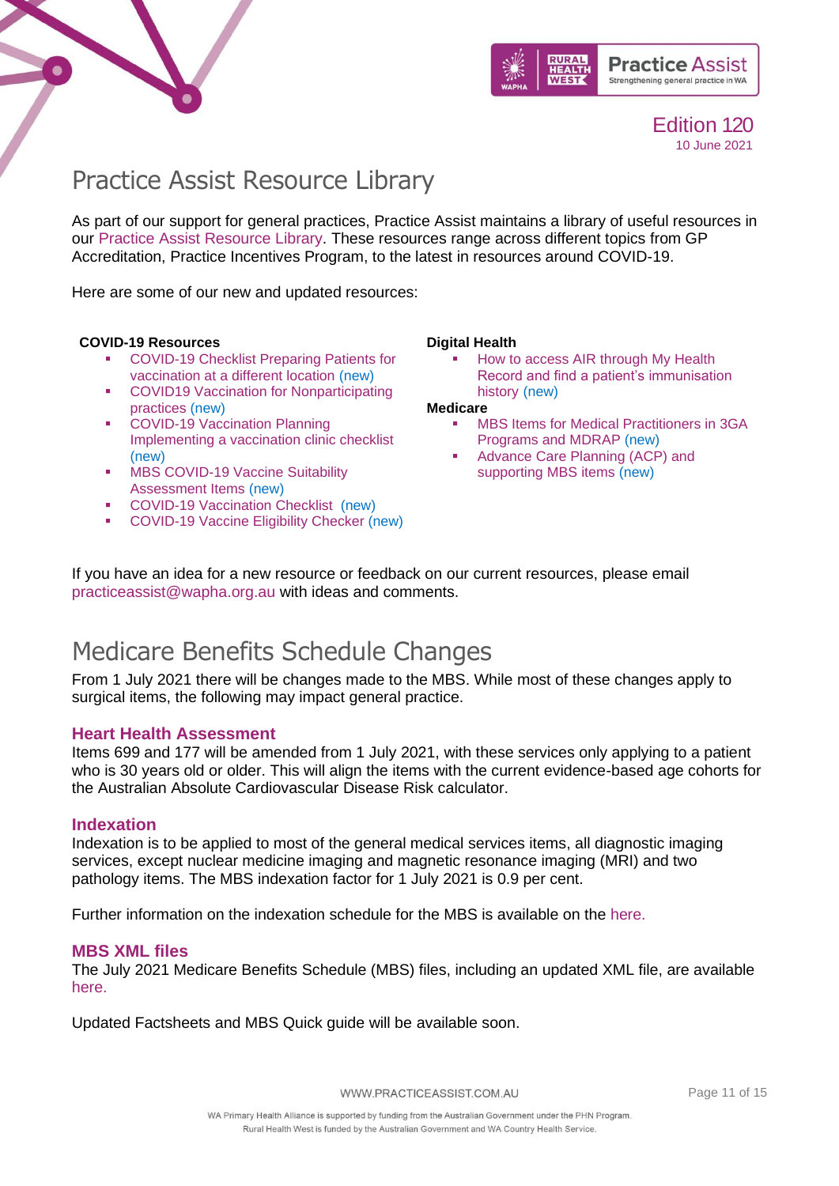Edition 120
10 June 2021

# Practice Assist Resource Library

As part of our support for general practices, Practice Assist maintains a library of useful resources in our Practice Assist Resource Library. These resources range across different topics from GP Accreditation, Practice Incentives Program, to the latest in resources around COVID-19.

Here are some of our new and updated resources:

**COVID-19 Resources**

- COVID-19 Checklist Preparing Patients for vaccination at a different location (new)
- COVID19 Vaccination for Nonparticipating practices (new)
- COVID-19 Vaccination Planning Implementing a vaccination clinic checklist (new)
- MBS COVID-19 Vaccine Suitability Assessment Items (new)
- COVID-19 Vaccination Checklist (new)
- COVID-19 Vaccine Eligibility Checker (new)

**Digital Health**

- How to access AIR through My Health Record and find a patient's immunisation history (new)

**Medicare**

- MBS Items for Medical Practitioners in 3GA Programs and MDRAP (new)
- Advance Care Planning (ACP) and supporting MBS items (new)

If you have an idea for a new resource or feedback on our current resources, please email practiceassist@wapha.org.au with ideas and comments.

# Medicare Benefits Schedule Changes

From 1 July 2021 there will be changes made to the MBS. While most of these changes apply to surgical items, the following may impact general practice.

### Heart Health Assessment

Items 699 and 177 will be amended from 1 July 2021, with these services only applying to a patient who is 30 years old or older. This will align the items with the current evidence-based age cohorts for the Australian Absolute Cardiovascular Disease Risk calculator.

### Indexation

Indexation is to be applied to most of the general medical services items, all diagnostic imaging services, except nuclear medicine imaging and magnetic resonance imaging (MRI) and two pathology items. The MBS indexation factor for 1 July 2021 is 0.9 per cent.

Further information on the indexation schedule for the MBS is available on the here.

### MBS XML files

The July 2021 Medicare Benefits Schedule (MBS) files, including an updated XML file, are available here.

Updated Factsheets and MBS Quick guide will be available soon.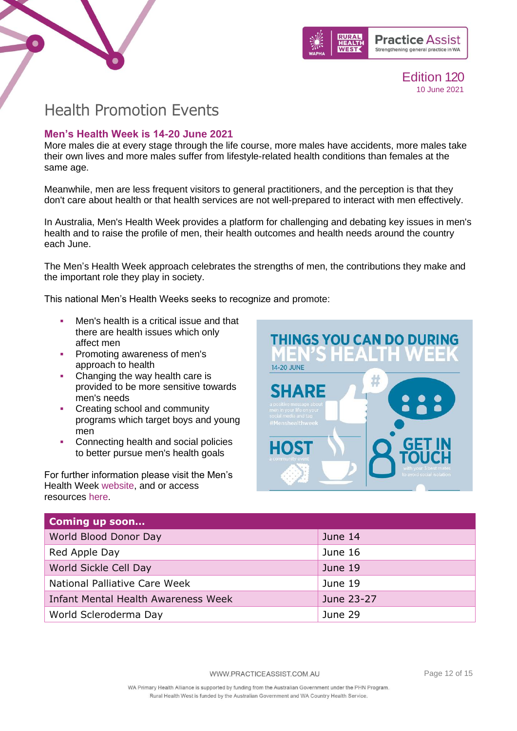# Health Promotion Events

## Men's Health Week is 14-20 June 2021

More males die at every stage through the life course, more males have accidents, more males take their own lives and more males suffer from lifestyle-related health conditions than females at the same age.

Meanwhile, men are less frequent visitors to general practitioners, and the perception is that they don't care about health or that health services are not well-prepared to interact with men effectively.

In Australia, Men's Health Week provides a platform for challenging and debating key issues in men's health and to raise the profile of men, their health outcomes and health needs around the country each June.

The Men's Health Week approach celebrates the strengths of men, the contributions they make and the important role they play in society.

This national Men's Health Weeks seeks to recognize and promote:

- Men's health is a critical issue and that there are health issues which only affect men
- Promoting awareness of men's approach to health
- Changing the way health care is provided to be more sensitive towards men's needs
- Creating school and community programs which target boys and young men
- Connecting health and social policies to better pursue men's health goals

For further information please visit the Men's Health Week website, and or access resources here.

| Coming up soon... | |
|---|---|
| World Blood Donor Day | June 14 |
| Red Apple Day | June 16 |
| World Sickle Cell Day | June 19 |
| National Palliative Care Week | June 19 |
| Infant Mental Health Awareness Week | June 23-27 |
| World Scleroderma Day | June 29 |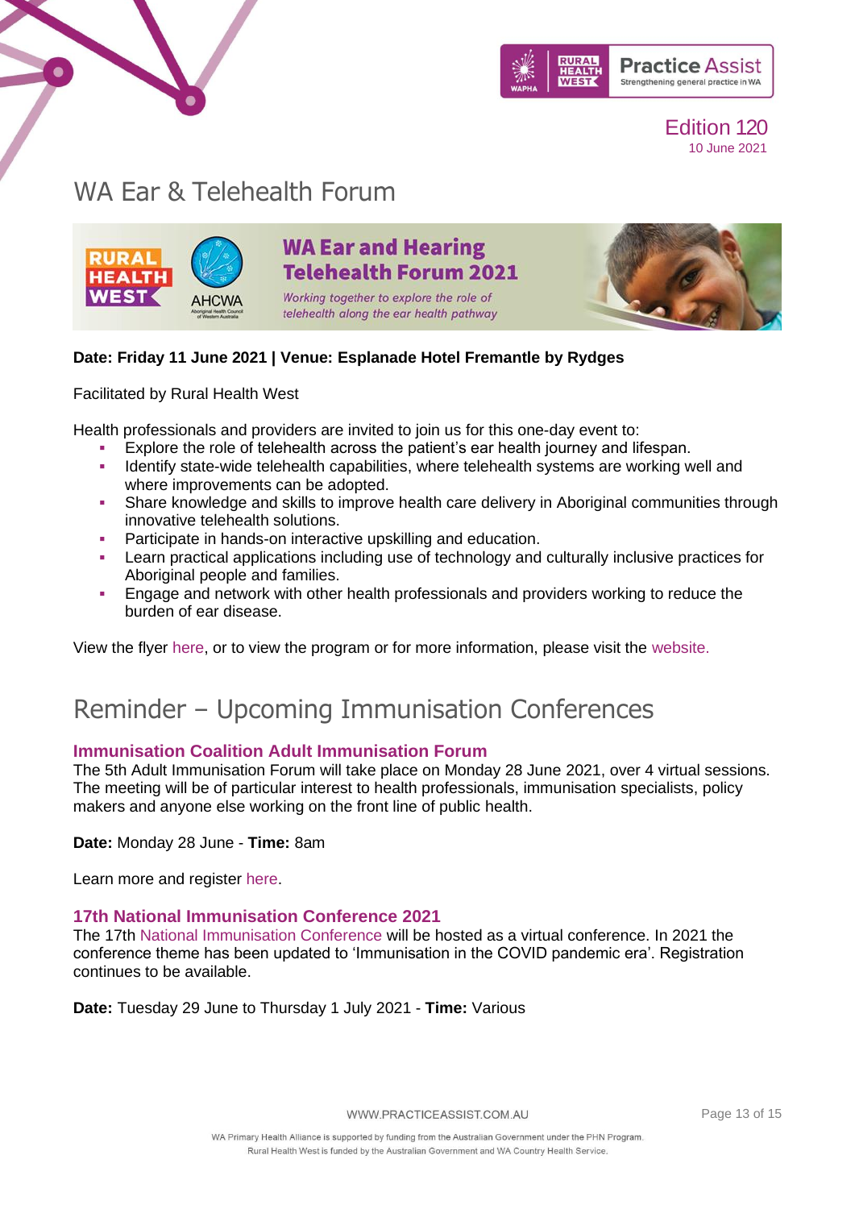# WA Ear & Telehealth Forum

**WA Ear and Hearing Telehealth Forum 2021**

*Working together to explore the role of telehealth along the ear health pathway*

**Date: Friday 11 June 2021 | Venue: Esplanade Hotel Fremantle by Rydges**

Facilitated by Rural Health West

Health professionals and providers are invited to join us for this one-day event to:

- Explore the role of telehealth across the patient's ear health journey and lifespan.
- Identify state-wide telehealth capabilities, where telehealth systems are working well and where improvements can be adopted.
- Share knowledge and skills to improve health care delivery in Aboriginal communities through innovative telehealth solutions.
- Participate in hands-on interactive upskilling and education.
- Learn practical applications including use of technology and culturally inclusive practices for Aboriginal people and families.
- Engage and network with other health professionals and providers working to reduce the burden of ear disease.

View the flyer here, or to view the program or for more information, please visit the website.

# Reminder – Upcoming Immunisation Conferences

### Immunisation Coalition Adult Immunisation Forum

The 5th Adult Immunisation Forum will take place on Monday 28 June 2021, over 4 virtual sessions. The meeting will be of particular interest to health professionals, immunisation specialists, policy makers and anyone else working on the front line of public health.

**Date:** Monday 28 June - **Time:** 8am

Learn more and register here.

### 17th National Immunisation Conference 2021

The 17th National Immunisation Conference will be hosted as a virtual conference. In 2021 the conference theme has been updated to 'Immunisation in the COVID pandemic era'. Registration continues to be available.

**Date:** Tuesday 29 June to Thursday 1 July 2021 - **Time:** Various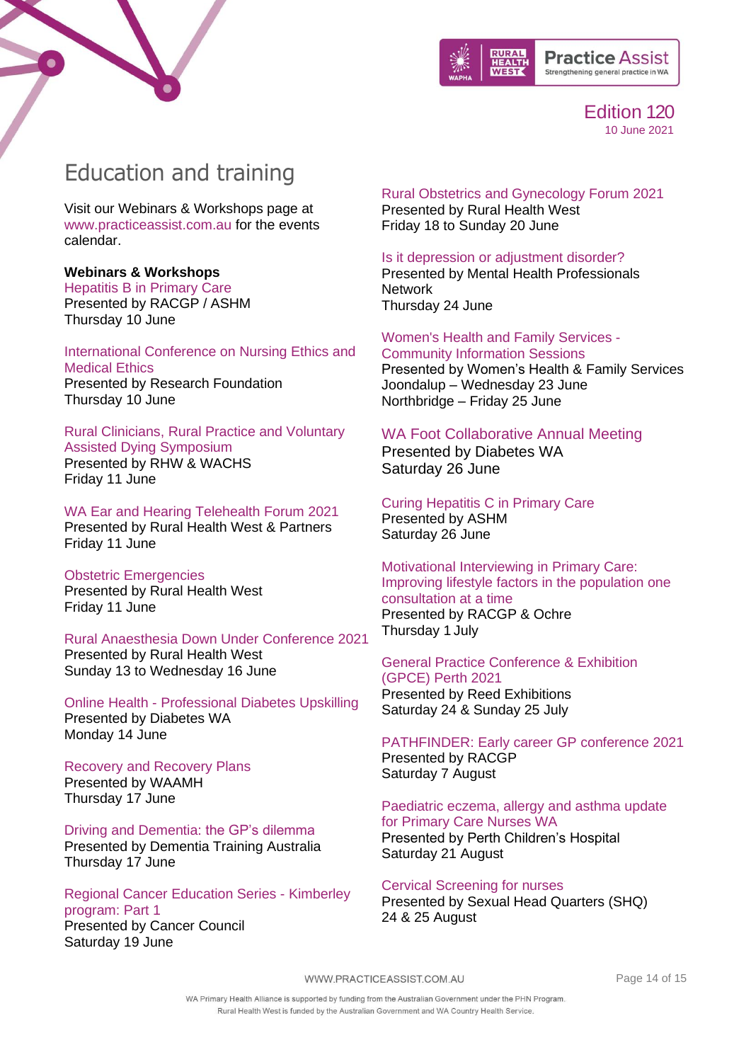# Education and training

Visit our Webinars & Workshops page at www.practiceassist.com.au for the events calendar.

**Webinars & Workshops**

Hepatitis B in Primary Care
Presented by RACGP / ASHM
Thursday 10 June

International Conference on Nursing Ethics and Medical Ethics
Presented by Research Foundation
Thursday 10 June

Rural Clinicians, Rural Practice and Voluntary Assisted Dying Symposium
Presented by RHW & WACHS
Friday 11 June

WA Ear and Hearing Telehealth Forum 2021
Presented by Rural Health West & Partners
Friday 11 June

Obstetric Emergencies
Presented by Rural Health West
Friday 11 June

Rural Anaesthesia Down Under Conference 2021
Presented by Rural Health West
Sunday 13 to Wednesday 16 June

Online Health - Professional Diabetes Upskilling
Presented by Diabetes WA
Monday 14 June

Recovery and Recovery Plans
Presented by WAAMH
Thursday 17 June

Driving and Dementia: the GP's dilemma
Presented by Dementia Training Australia
Thursday 17 June

Regional Cancer Education Series - Kimberley program: Part 1
Presented by Cancer Council
Saturday 19 June

Rural Obstetrics and Gynecology Forum 2021
Presented by Rural Health West
Friday 18 to Sunday 20 June

Is it depression or adjustment disorder?
Presented by Mental Health Professionals Network
Thursday 24 June

Women's Health and Family Services - Community Information Sessions
Presented by Women's Health & Family Services
Joondalup – Wednesday 23 June
Northbridge – Friday 25 June

WA Foot Collaborative Annual Meeting
Presented by Diabetes WA
Saturday 26 June

Curing Hepatitis C in Primary Care
Presented by ASHM
Saturday 26 June

Motivational Interviewing in Primary Care: Improving lifestyle factors in the population one consultation at a time
Presented by RACGP & Ochre
Thursday 1 July

General Practice Conference & Exhibition (GPCE) Perth 2021
Presented by Reed Exhibitions
Saturday 24 & Sunday 25 July

PATHFINDER: Early career GP conference 2021
Presented by RACGP
Saturday 7 August

Paediatric eczema, allergy and asthma update for Primary Care Nurses WA
Presented by Perth Children's Hospital
Saturday 21 August

Cervical Screening for nurses
Presented by Sexual Head Quarters (SHQ)
24 & 25 August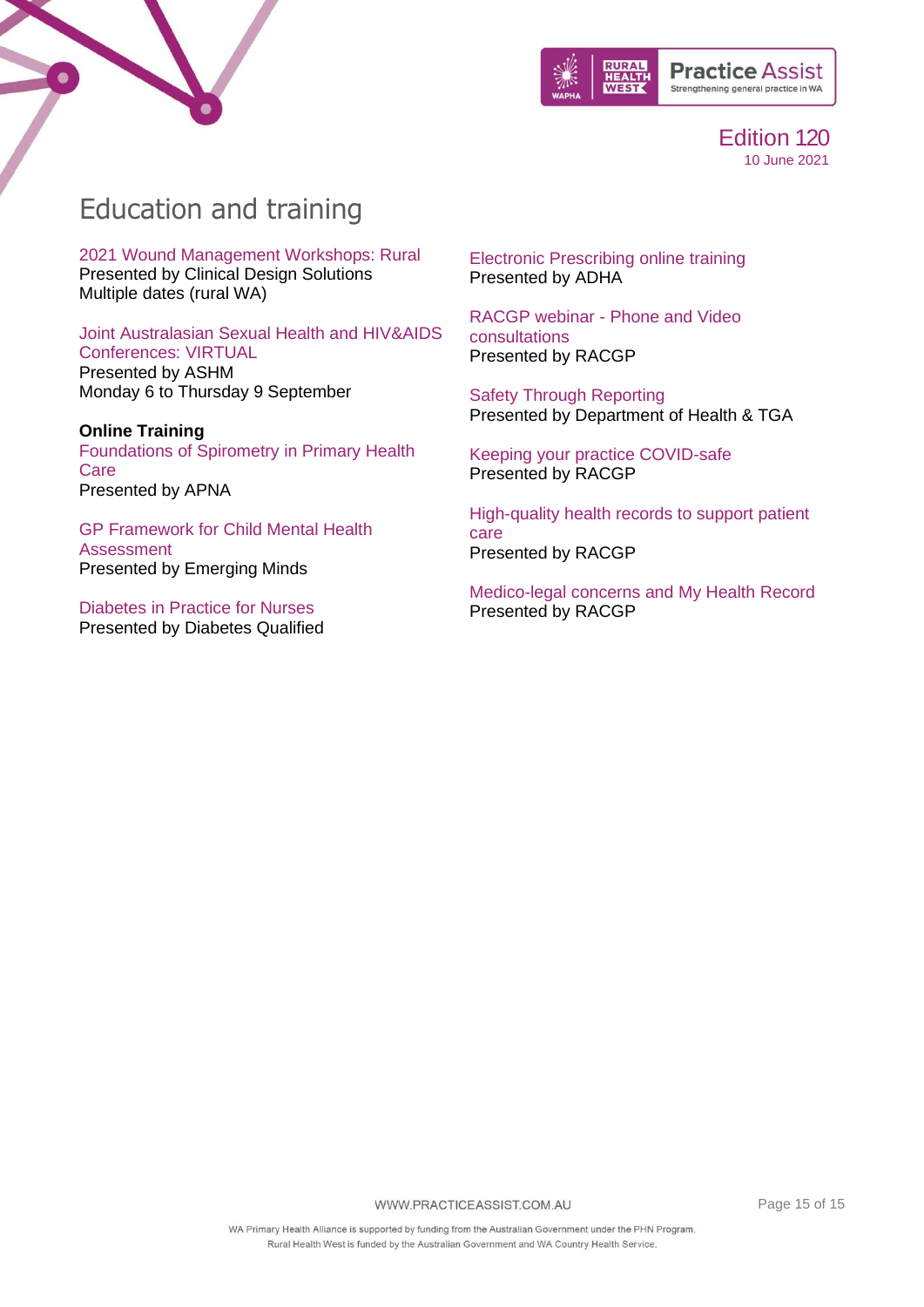# Education and training

2021 Wound Management Workshops: Rural
Presented by Clinical Design Solutions
Multiple dates (rural WA)

Joint Australasian Sexual Health and HIV&AIDS Conferences: VIRTUAL
Presented by ASHM
Monday 6 to Thursday 9 September

**Online Training**

Foundations of Spirometry in Primary Health Care
Presented by APNA

GP Framework for Child Mental Health Assessment
Presented by Emerging Minds

Diabetes in Practice for Nurses
Presented by Diabetes Qualified

Electronic Prescribing online training
Presented by ADHA

RACGP webinar - Phone and Video consultations
Presented by RACGP

Safety Through Reporting
Presented by Department of Health & TGA

Keeping your practice COVID-safe
Presented by RACGP

High-quality health records to support patient care
Presented by RACGP

Medico-legal concerns and My Health Record
Presented by RACGP